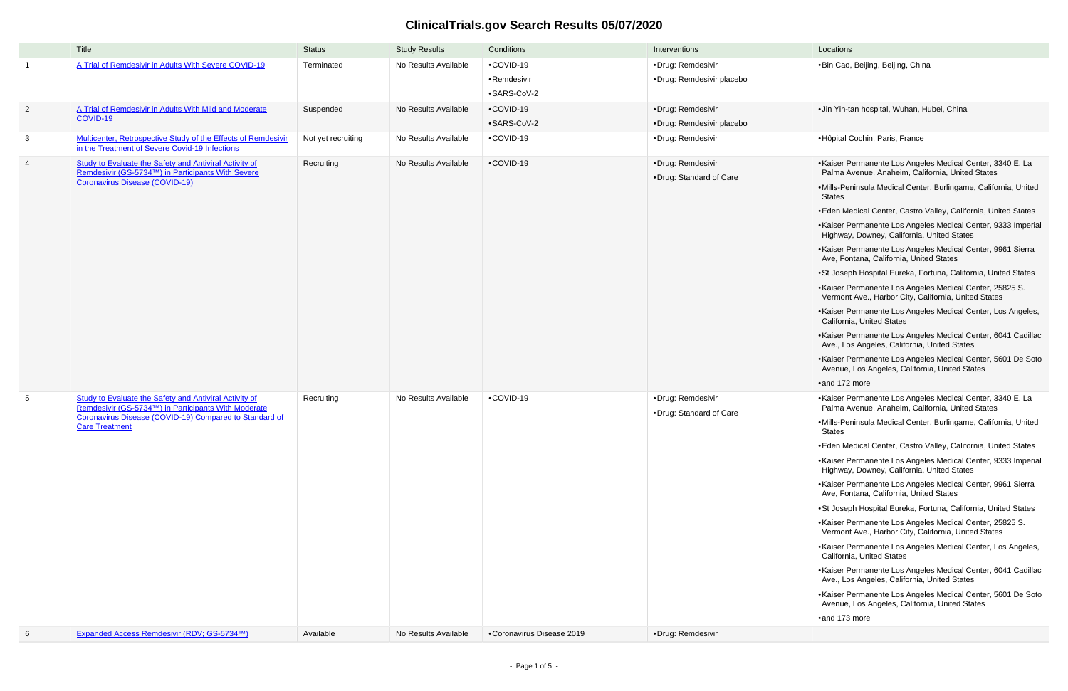# ClinicalTrials.gov Search Results 05/07/2020

| | Title | Status | Study Results | Conditions | Interventions | Locations |
|---|---|---|---|---|---|---|
| 1 | A Trial of Remdesivir in Adults With Severe COVID-19 | Terminated | No Results Available | •COVID-19<br>•Remdesivir<br>•SARS-CoV-2 | •Drug: Remdesivir<br>•Drug: Remdesivir placebo | •Bin Cao, Beijing, Beijing, China |
| 2 | A Trial of Remdesivir in Adults With Mild and Moderate COVID-19 | Suspended | No Results Available | •COVID-19<br>•SARS-CoV-2 | •Drug: Remdesivir<br>•Drug: Remdesivir placebo | •Jin Yin-tan hospital, Wuhan, Hubei, China |
| 3 | Multicenter, Retrospective Study of the Effects of Remdesivir in the Treatment of Severe Covid-19 Infections | Not yet recruiting | No Results Available | •COVID-19 | •Drug: Remdesivir | •Hôpital Cochin, Paris, France |
| 4 | Study to Evaluate the Safety and Antiviral Activity of Remdesivir (GS-5734™) in Participants With Severe Coronavirus Disease (COVID-19) | Recruiting | No Results Available | •COVID-19 | •Drug: Remdesivir<br>•Drug: Standard of Care | •Kaiser Permanente Los Angeles Medical Center, 3340 E. La Palma Avenue, Anaheim, California, United States<br>•Mills-Peninsula Medical Center, Burlingame, California, United States<br>•Eden Medical Center, Castro Valley, California, United States<br>•Kaiser Permanente Los Angeles Medical Center, 9333 Imperial Highway, Downey, California, United States<br>•Kaiser Permanente Los Angeles Medical Center, 9961 Sierra Ave, Fontana, California, United States<br>•St Joseph Hospital Eureka, Fortuna, California, United States<br>•Kaiser Permanente Los Angeles Medical Center, 25825 S. Vermont Ave., Harbor City, California, United States<br>•Kaiser Permanente Los Angeles Medical Center, Los Angeles, California, United States<br>•Kaiser Permanente Los Angeles Medical Center, 6041 Cadillac Ave., Los Angeles, California, United States<br>•Kaiser Permanente Los Angeles Medical Center, 5601 De Soto Avenue, Los Angeles, California, United States<br>•and 172 more |
| 5 | Study to Evaluate the Safety and Antiviral Activity of Remdesivir (GS-5734™) in Participants With Moderate Coronavirus Disease (COVID-19) Compared to Standard of Care Treatment | Recruiting | No Results Available | •COVID-19 | •Drug: Remdesivir<br>•Drug: Standard of Care | •Kaiser Permanente Los Angeles Medical Center, 3340 E. La Palma Avenue, Anaheim, California, United States<br>•Mills-Peninsula Medical Center, Burlingame, California, United States<br>•Eden Medical Center, Castro Valley, California, United States<br>•Kaiser Permanente Los Angeles Medical Center, 9333 Imperial Highway, Downey, California, United States<br>•Kaiser Permanente Los Angeles Medical Center, 9961 Sierra Ave, Fontana, California, United States<br>•St Joseph Hospital Eureka, Fortuna, California, United States<br>•Kaiser Permanente Los Angeles Medical Center, 25825 S. Vermont Ave., Harbor City, California, United States<br>•Kaiser Permanente Los Angeles Medical Center, Los Angeles, California, United States<br>•Kaiser Permanente Los Angeles Medical Center, 6041 Cadillac Ave., Los Angeles, California, United States<br>•Kaiser Permanente Los Angeles Medical Center, 5601 De Soto Avenue, Los Angeles, California, United States<br>•and 173 more |
| 6 | Expanded Access Remdesivir (RDV; GS-5734™) | Available | No Results Available | •Coronavirus Disease 2019 | •Drug: Remdesivir | |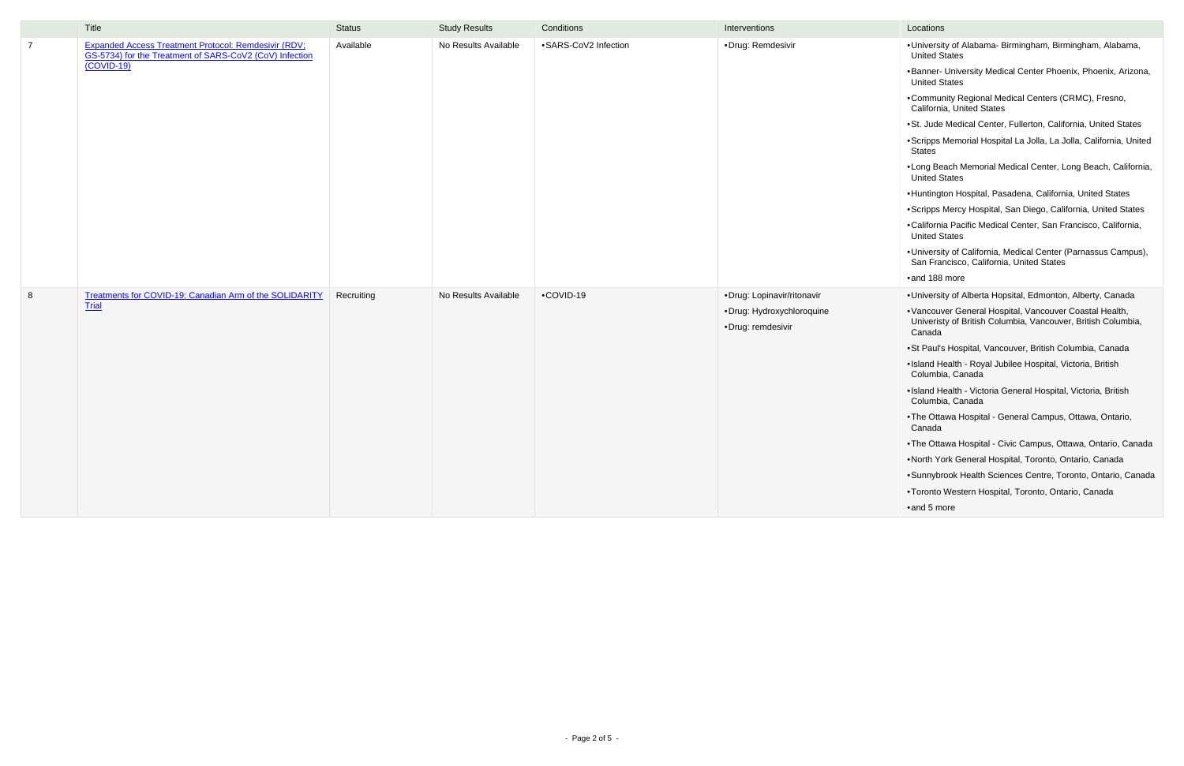|   | Title | Status | Study Results | Conditions | Interventions | Locations |
|---|---|---|---|---|---|---|
| 7 | Expanded Access Treatment Protocol: Remdesivir (RDV; GS-5734) for the Treatment of SARS-CoV2 (CoV) Infection (COVID-19) | Available | No Results Available | •SARS-CoV2 Infection | •Drug: Remdesivir | •University of Alabama- Birmingham, Birmingham, Alabama, United States<br>•Banner- University Medical Center Phoenix, Phoenix, Arizona, United States<br>•Community Regional Medical Centers (CRMC), Fresno, California, United States<br>•St. Jude Medical Center, Fullerton, California, United States<br>•Scripps Memorial Hospital La Jolla, La Jolla, California, United States<br>•Long Beach Memorial Medical Center, Long Beach, California, United States<br>•Huntington Hospital, Pasadena, California, United States<br>•Scripps Mercy Hospital, San Diego, California, United States<br>•California Pacific Medical Center, San Francisco, California, United States<br>•University of California, Medical Center (Parnassus Campus), San Francisco, California, United States<br>•and 188 more |
| 8 | Treatments for COVID-19: Canadian Arm of the SOLIDARITY Trial | Recruiting | No Results Available | •COVID-19 | •Drug: Lopinavir/ritonavir<br>•Drug: Hydroxychloroquine<br>•Drug: remdesivir | •University of Alberta Hopsital, Edmonton, Alberty, Canada<br>•Vancouver General Hospital, Vancouver Coastal Health, Univeristy of British Columbia, Vancouver, British Columbia, Canada<br>•St Paul's Hospital, Vancouver, British Columbia, Canada<br>•Island Health - Royal Jubilee Hospital, Victoria, British Columbia, Canada<br>•Island Health - Victoria General Hospital, Victoria, British Columbia, Canada<br>•The Ottawa Hospital - General Campus, Ottawa, Ontario, Canada<br>•The Ottawa Hospital - Civic Campus, Ottawa, Ontario, Canada<br>•North York General Hospital, Toronto, Ontario, Canada<br>•Sunnybrook Health Sciences Centre, Toronto, Ontario, Canada<br>•Toronto Western Hospital, Toronto, Ontario, Canada<br>•and 5 more |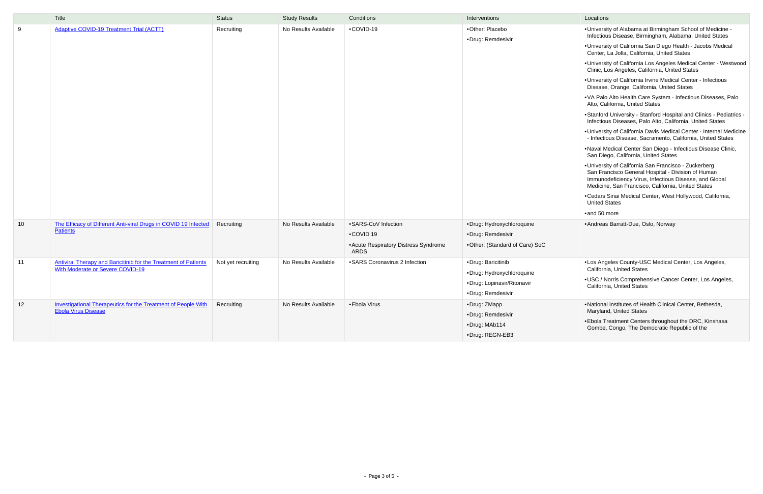| | Title | Status | Study Results | Conditions | Interventions | Locations |
|---|---|---|---|---|---|---|
| 9 | Adaptive COVID-19 Treatment Trial (ACTT) | Recruiting | No Results Available | •COVID-19 | •Other: Placebo<br>•Drug: Remdesivir | •University of Alabama at Birmingham School of Medicine - Infectious Disease, Birmingham, Alabama, United States<br>•University of California San Diego Health - Jacobs Medical Center, La Jolla, California, United States<br>•University of California Los Angeles Medical Center - Westwood Clinic, Los Angeles, California, United States<br>•University of California Irvine Medical Center - Infectious Disease, Orange, California, United States<br>•VA Palo Alto Health Care System - Infectious Diseases, Palo Alto, California, United States<br>•Stanford University - Stanford Hospital and Clinics - Pediatrics - Infectious Diseases, Palo Alto, California, United States<br>•University of California Davis Medical Center - Internal Medicine - Infectious Disease, Sacramento, California, United States<br>•Naval Medical Center San Diego - Infectious Disease Clinic, San Diego, California, United States<br>•University of California San Francisco - Zuckerberg San Francisco General Hospital - Division of Human Immunodeficiency Virus, Infectious Disease, and Global Medicine, San Francisco, California, United States<br>•Cedars Sinai Medical Center, West Hollywood, California, United States<br>•and 50 more |
| 10 | The Efficacy of Different Anti-viral Drugs in COVID 19 Infected Patients | Recruiting | No Results Available | •SARS-CoV Infection<br>•COVID 19<br>•Acute Respiratory Distress Syndrome ARDS | •Drug: Hydroxychloroquine<br>•Drug: Remdesivir<br>•Other: (Standard of Care) SoC | •Andreas Barratt-Due, Oslo, Norway |
| 11 | Antiviral Therapy and Baricitinib for the Treatment of Patients With Moderate or Severe COVID-19 | Not yet recruiting | No Results Available | •SARS Coronavirus 2 Infection | •Drug: Baricitinib<br>•Drug: Hydroxychloroquine<br>•Drug: Lopinavir/Ritonavir<br>•Drug: Remdesivir | •Los Angeles County-USC Medical Center, Los Angeles, California, United States<br>•USC / Norris Comprehensive Cancer Center, Los Angeles, California, United States |
| 12 | Investigational Therapeutics for the Treatment of People With Ebola Virus Disease | Recruiting | No Results Available | •Ebola Virus | •Drug: ZMapp<br>•Drug: Remdesivir<br>•Drug: MAb114<br>•Drug: REGN-EB3 | •National Institutes of Health Clinical Center, Bethesda, Maryland, United States<br>•Ebola Treatment Centers throughout the DRC, Kinshasa Gombe, Congo, The Democratic Republic of the |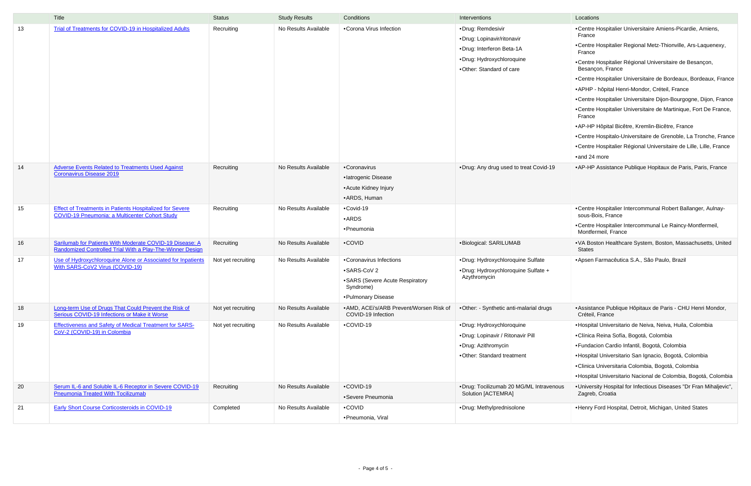|  | Title | Status | Study Results | Conditions | Interventions | Locations |
|---|---|---|---|---|---|---|
| 13 | Trial of Treatments for COVID-19 in Hospitalized Adults | Recruiting | No Results Available | • Corona Virus Infection | • Drug: Remdesivir<br>• Drug: Lopinavir/ritonavir<br>• Drug: Interferon Beta-1A<br>• Drug: Hydroxychloroquine<br>• Other: Standard of care | • Centre Hospitalier Universitaire Amiens-Picardie, Amiens, France<br>• Centre Hospitalier Regional Metz-Thionville, Ars-Laquenexy, France<br>• Centre Hospitalier Régional Universitaire de Besançon, Besançon, France<br>• Centre Hospitalier Universitaire de Bordeaux, Bordeaux, France<br>• APHP - hôpital Henri-Mondor, Créteil, France<br>• Centre Hospitalier Universitaire Dijon-Bourgogne, Dijon, France<br>• Centre Hospitalier Universitaire de Martinique, Fort De France, France<br>• AP-HP Hôpital Bicêtre, Kremlin-Bicêtre, France<br>• Centre Hospitalo-Universitaire de Grenoble, La Tronche, France<br>• Centre Hospitalier Régional Universitaire de Lille, Lille, France<br>• and 24 more |
| 14 | Adverse Events Related to Treatments Used Against Coronavirus Disease 2019 | Recruiting | No Results Available | • Coronavirus<br>• Iatrogenic Disease<br>• Acute Kidney Injury<br>• ARDS, Human | • Drug: Any drug used to treat Covid-19 | • AP-HP Assistance Publique Hopitaux de Paris, Paris, France |
| 15 | Effect of Treatments in Patients Hospitalized for Severe COVID-19 Pneumonia: a Multicenter Cohort Study | Recruiting | No Results Available | • Covid-19<br>• ARDS<br>• Pneumonia |  | • Centre Hospitalier Intercommunal Robert Ballanger, Aulnay-sous-Bois, France<br>• Centre Hospitalier Intercommunal Le Raincy-Montfermeil, Montfermeil, France |
| 16 | Sarilumab for Patients With Moderate COVID-19 Disease: A Randomized Controlled Trial With a Play-The-Winner Design | Recruiting | No Results Available | • COVID | • Biological: SARILUMAB | • VA Boston Healthcare System, Boston, Massachusetts, United States |
| 17 | Use of Hydroxychloroquine Alone or Associated for Inpatients With SARS-CoV2 Virus (COVID-19) | Not yet recruiting | No Results Available | • Coronavirus Infections<br>• SARS-CoV 2<br>• SARS (Severe Acute Respiratory Syndrome)<br>• Pulmonary Disease | • Drug: Hydroxychloroquine Sulfate<br>• Drug: Hydroxychloroquine Sulfate + Azythromycin | • Apsen Farmacêutica S.A., São Paulo, Brazil |
| 18 | Long-term Use of Drugs That Could Prevent the Risk of Serious COVID-19 Infections or Make it Worse | Not yet recruiting | No Results Available | • AMD, ACEi's/ARB Prevent/Worsen Risk of COVID-19 Infection | • Other: - Synthetic anti-malarial drugs | • Assistance Publique Hôpitaux de Paris - CHU Henri Mondor, Créteil, France |
| 19 | Effectiveness and Safety of Medical Treatment for SARS-CoV-2 (COVID-19) in Colombia | Not yet recruiting | No Results Available | • COVID-19 | • Drug: Hydroxychloroquine<br>• Drug: Lopinavir / Ritonavir Pill<br>• Drug: Azithromycin<br>• Other: Standard treatment | • Hospital Universitario de Neiva, Neiva, Huila, Colombia<br>• Clínica Reina Sofía, Bogotá, Colombia<br>• Fundacion Cardio Infantil, Bogotá, Colombia<br>• Hospital Universitario San Ignacio, Bogotá, Colombia<br>• Clinica Universitaria Colombia, Bogotá, Colombia<br>• Hospital Universitario Nacional de Colombia, Bogotá, Colombia |
| 20 | Serum IL-6 and Soluble IL-6 Receptor in Severe COVID-19 Pneumonia Treated With Tocilizumab | Recruiting | No Results Available | • COVID-19<br>• Severe Pneumonia | • Drug: Tocilizumab 20 MG/ML Intravenous Solution [ACTEMRA] | • University Hospital for Infectious Diseases "Dr Fran Mihaljevic", Zagreb, Croatia |
| 21 | Early Short Course Corticosteroids in COVID-19 | Completed | No Results Available | • COVID<br>• Pneumonia, Viral | • Drug: Methylprednisolone | • Henry Ford Hospital, Detroit, Michigan, United States |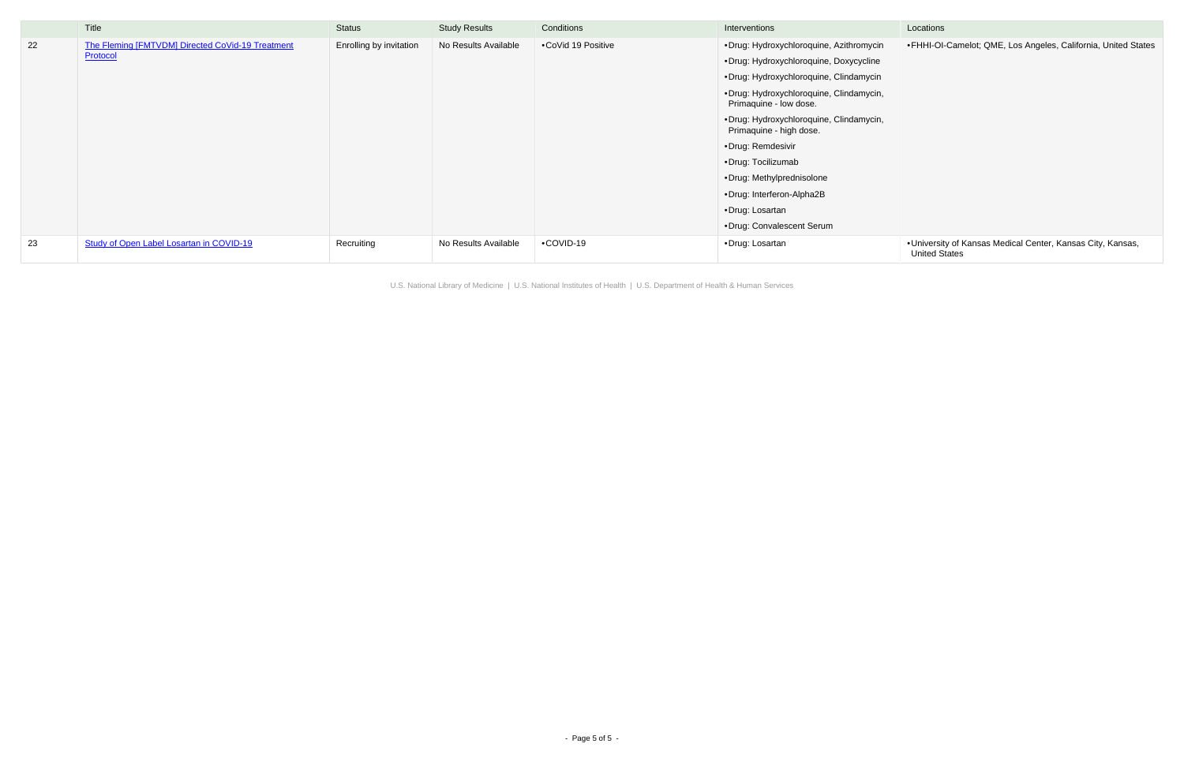| | Title | Status | Study Results | Conditions | Interventions | Locations |
|---|---|---|---|---|---|---|
| 22 | The Fleming [FMTVDM] Directed CoVid-19 Treatment Protocol | Enrolling by invitation | No Results Available | •CoVid 19 Positive | •Drug: Hydroxychloroquine, Azithromycin<br>•Drug: Hydroxychloroquine, Doxycycline<br>•Drug: Hydroxychloroquine, Clindamycin<br>•Drug: Hydroxychloroquine, Clindamycin, Primaquine - low dose.<br>•Drug: Hydroxychloroquine, Clindamycin, Primaquine - high dose.<br>•Drug: Remdesivir<br>•Drug: Tocilizumab<br>•Drug: Methylprednisolone<br>•Drug: Interferon-Alpha2B<br>•Drug: Losartan<br>•Drug: Convalescent Serum | •FHHI-OI-Camelot; QME, Los Angeles, California, United States |
| 23 | Study of Open Label Losartan in COVID-19 | Recruiting | No Results Available | •COVID-19 | •Drug: Losartan | •University of Kansas Medical Center, Kansas City, Kansas, United States |

U.S. National Library of Medicine | U.S. National Institutes of Health | U.S. Department of Health & Human Services